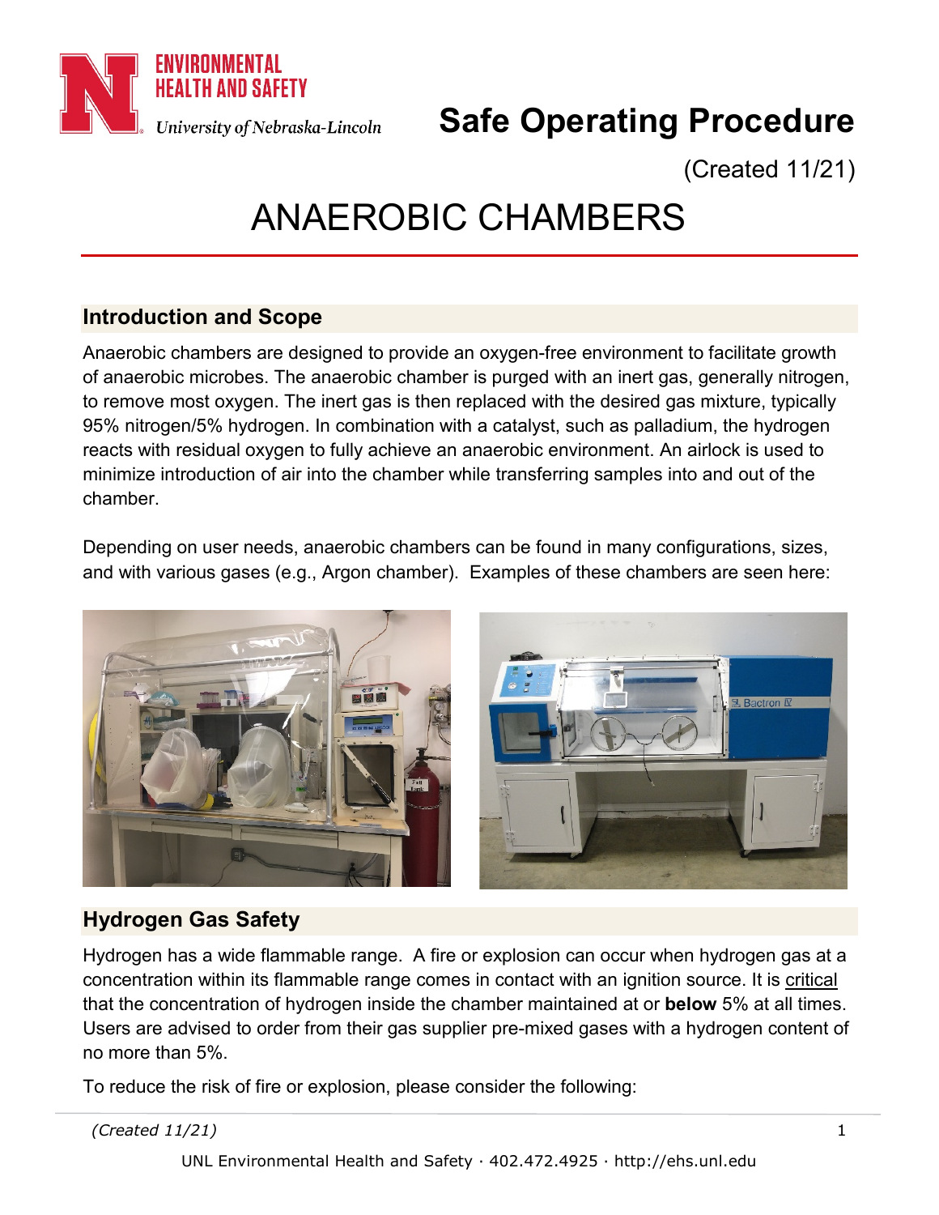ENVIRONMENTAL HEALTH AND SAFETY
University of Nebraska-Lincoln

# Safe Operating Procedure

(Created 11/21)

# ANAEROBIC CHAMBERS

## Introduction and Scope

Anaerobic chambers are designed to provide an oxygen-free environment to facilitate growth of anaerobic microbes. The anaerobic chamber is purged with an inert gas, generally nitrogen, to remove most oxygen. The inert gas is then replaced with the desired gas mixture, typically 95% nitrogen/5% hydrogen. In combination with a catalyst, such as palladium, the hydrogen reacts with residual oxygen to fully achieve an anaerobic environment. An airlock is used to minimize introduction of air into the chamber while transferring samples into and out of the chamber.

Depending on user needs, anaerobic chambers can be found in many configurations, sizes, and with various gases (e.g., Argon chamber). Examples of these chambers are seen here:

## Hydrogen Gas Safety

Hydrogen has a wide flammable range. A fire or explosion can occur when hydrogen gas at a concentration within its flammable range comes in contact with an ignition source. It is critical that the concentration of hydrogen inside the chamber maintained at or **below** 5% at all times. Users are advised to order from their gas supplier pre-mixed gases with a hydrogen content of no more than 5%.

To reduce the risk of fire or explosion, please consider the following: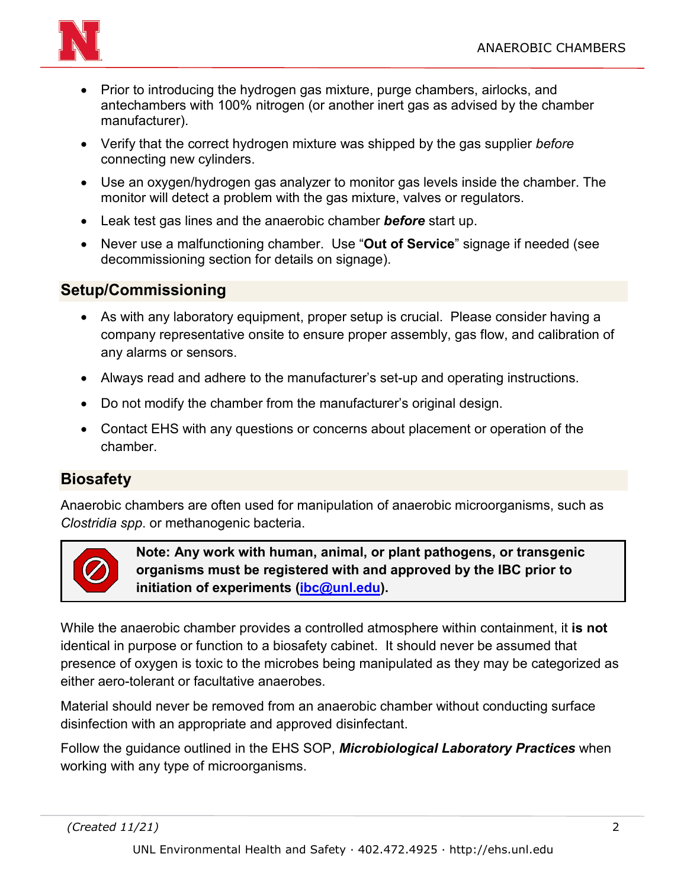- Prior to introducing the hydrogen gas mixture, purge chambers, airlocks, and antechambers with 100% nitrogen (or another inert gas as advised by the chamber manufacturer).
- Verify that the correct hydrogen mixture was shipped by the gas supplier *before* connecting new cylinders.
- Use an oxygen/hydrogen gas analyzer to monitor gas levels inside the chamber. The monitor will detect a problem with the gas mixture, valves or regulators.
- Leak test gas lines and the anaerobic chamber ***before*** start up.
- Never use a malfunctioning chamber. Use "**Out of Service**" signage if needed (see decommissioning section for details on signage).

## Setup/Commissioning

- As with any laboratory equipment, proper setup is crucial. Please consider having a company representative onsite to ensure proper assembly, gas flow, and calibration of any alarms or sensors.
- Always read and adhere to the manufacturer's set-up and operating instructions.
- Do not modify the chamber from the manufacturer's original design.
- Contact EHS with any questions or concerns about placement or operation of the chamber.

## Biosafety

Anaerobic chambers are often used for manipulation of anaerobic microorganisms, such as *Clostridia spp*. or methanogenic bacteria.

> **Note: Any work with human, animal, or plant pathogens, or transgenic organisms must be registered with and approved by the IBC prior to initiation of experiments (ibc@unl.edu).**

While the anaerobic chamber provides a controlled atmosphere within containment, it **is not** identical in purpose or function to a biosafety cabinet. It should never be assumed that presence of oxygen is toxic to the microbes being manipulated as they may be categorized as either aero-tolerant or facultative anaerobes.

Material should never be removed from an anaerobic chamber without conducting surface disinfection with an appropriate and approved disinfectant.

Follow the guidance outlined in the EHS SOP, ***Microbiological Laboratory Practices*** when working with any type of microorganisms.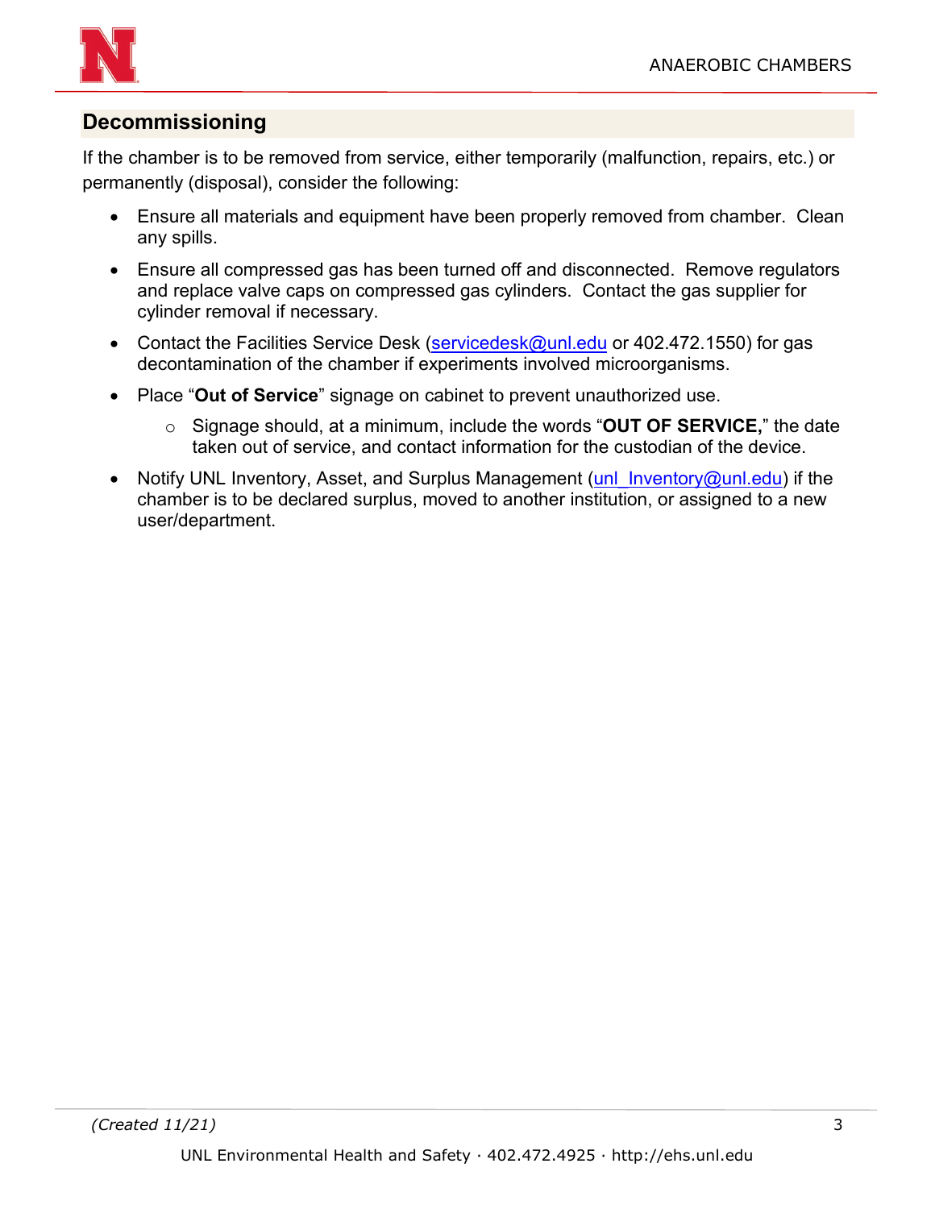## Decommissioning

If the chamber is to be removed from service, either temporarily (malfunction, repairs, etc.) or permanently (disposal), consider the following:

- Ensure all materials and equipment have been properly removed from chamber. Clean any spills.
- Ensure all compressed gas has been turned off and disconnected. Remove regulators and replace valve caps on compressed gas cylinders. Contact the gas supplier for cylinder removal if necessary.
- Contact the Facilities Service Desk (servicedesk@unl.edu or 402.472.1550) for gas decontamination of the chamber if experiments involved microorganisms.
- Place "**Out of Service**" signage on cabinet to prevent unauthorized use.
    - Signage should, at a minimum, include the words "**OUT OF SERVICE,**" the date taken out of service, and contact information for the custodian of the device.
- Notify UNL Inventory, Asset, and Surplus Management (unl_Inventory@unl.edu) if the chamber is to be declared surplus, moved to another institution, or assigned to a new user/department.

*(Created 11/21)*